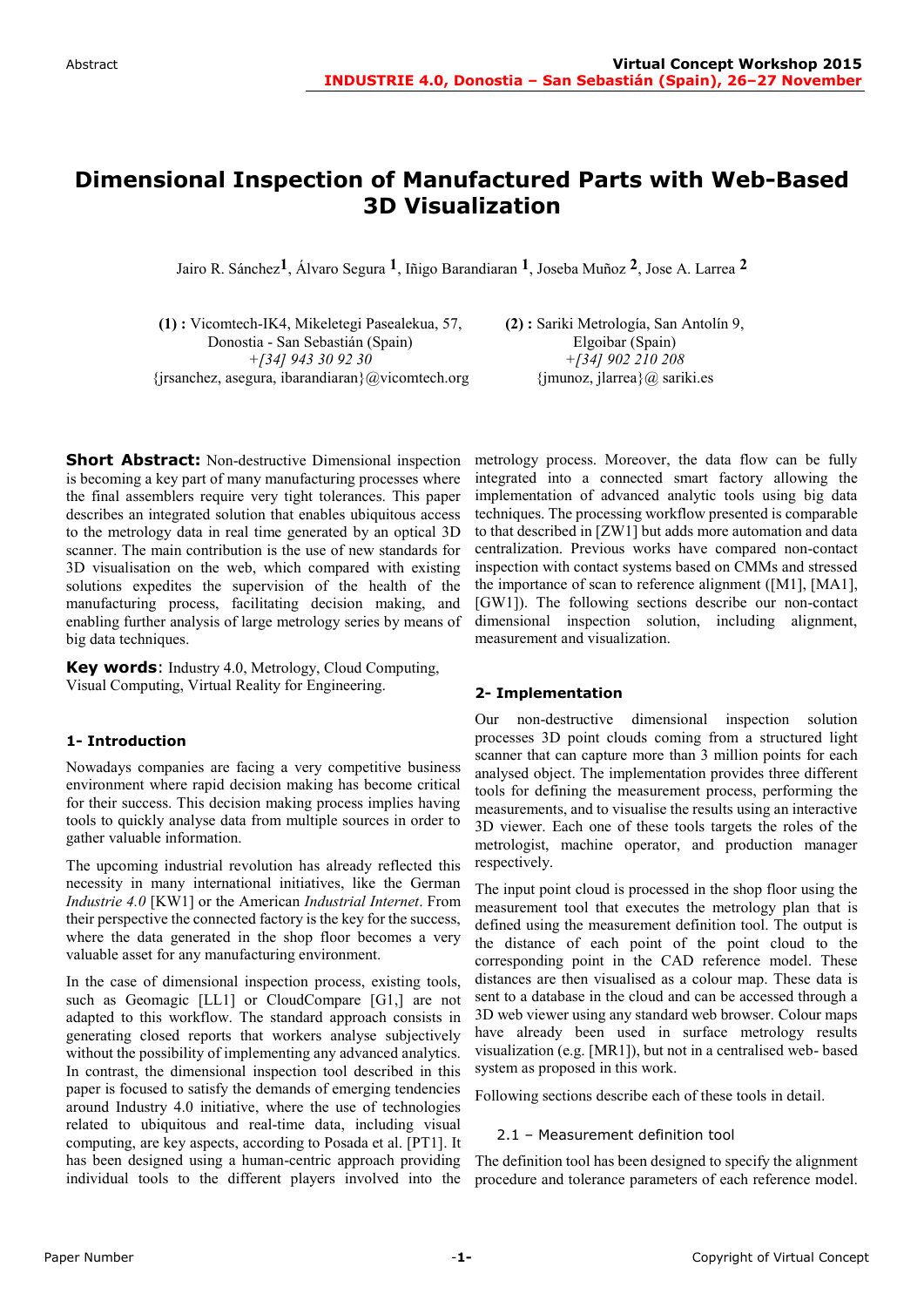# Dimensional Inspection of Manufactured Parts with Web-Based 3D Visualization

Jairo R. Sánchez[1], Álvaro Segura [1], Iñigo Barandiaran [1], Joseba Muñoz [2], Jose A. Larrea [2]

**(1) :** Vicomtech-IK4, Mikeletegi Pasealekua, 57, Donostia - San Sebastián (Spain)
*+[34] 943 30 92 30*
{jrsanchez, asegura, ibarandiaran}@vicomtech.org

**(2) :** Sariki Metrología, San Antolín 9, Elgoibar (Spain)
*+[34] 902 210 208*
{jmunoz, jlarrea}@ sariki.es

**Short Abstract:** Non-destructive Dimensional inspection is becoming a key part of many manufacturing processes where the final assemblers require very tight tolerances. This paper describes an integrated solution that enables ubiquitous access to the metrology data in real time generated by an optical 3D scanner. The main contribution is the use of new standards for 3D visualisation on the web, which compared with existing solutions expedites the supervision of the health of the manufacturing process, facilitating decision making, and enabling further analysis of large metrology series by means of big data techniques.

**Key words**: Industry 4.0, Metrology, Cloud Computing, Visual Computing, Virtual Reality for Engineering.

## 1- Introduction

Nowadays companies are facing a very competitive business environment where rapid decision making has become critical for their success. This decision making process implies having tools to quickly analyse data from multiple sources in order to gather valuable information.

The upcoming industrial revolution has already reflected this necessity in many international initiatives, like the German *Industrie 4.0* [KW1] or the American *Industrial Internet*. From their perspective the connected factory is the key for the success, where the data generated in the shop floor becomes a very valuable asset for any manufacturing environment.

In the case of dimensional inspection process, existing tools, such as Geomagic [LL1] or CloudCompare [G1,] are not adapted to this workflow. The standard approach consists in generating closed reports that workers analyse subjectively without the possibility of implementing any advanced analytics. In contrast, the dimensional inspection tool described in this paper is focused to satisfy the demands of emerging tendencies around Industry 4.0 initiative, where the use of technologies related to ubiquitous and real-time data, including visual computing, are key aspects, according to Posada et al. [PT1]. It has been designed using a human-centric approach providing individual tools to the different players involved into the metrology process. Moreover, the data flow can be fully integrated into a connected smart factory allowing the implementation of advanced analytic tools using big data techniques. The processing workflow presented is comparable to that described in [ZW1] but adds more automation and data centralization. Previous works have compared non-contact inspection with contact systems based on CMMs and stressed the importance of scan to reference alignment ([M1], [MA1], [GW1]). The following sections describe our non-contact dimensional inspection solution, including alignment, measurement and visualization.

## 2- Implementation

Our non-destructive dimensional inspection solution processes 3D point clouds coming from a structured light scanner that can capture more than 3 million points for each analysed object. The implementation provides three different tools for defining the measurement process, performing the measurements, and to visualise the results using an interactive 3D viewer. Each one of these tools targets the roles of the metrologist, machine operator, and production manager respectively.

The input point cloud is processed in the shop floor using the measurement tool that executes the metrology plan that is defined using the measurement definition tool. The output is the distance of each point of the point cloud to the corresponding point in the CAD reference model. These distances are then visualised as a colour map. These data is sent to a database in the cloud and can be accessed through a 3D web viewer using any standard web browser. Colour maps have already been used in surface metrology results visualization (e.g. [MR1]), but not in a centralised web- based system as proposed in this work.

Following sections describe each of these tools in detail.

### 2.1 – Measurement definition tool

The definition tool has been designed to specify the alignment procedure and tolerance parameters of each reference model.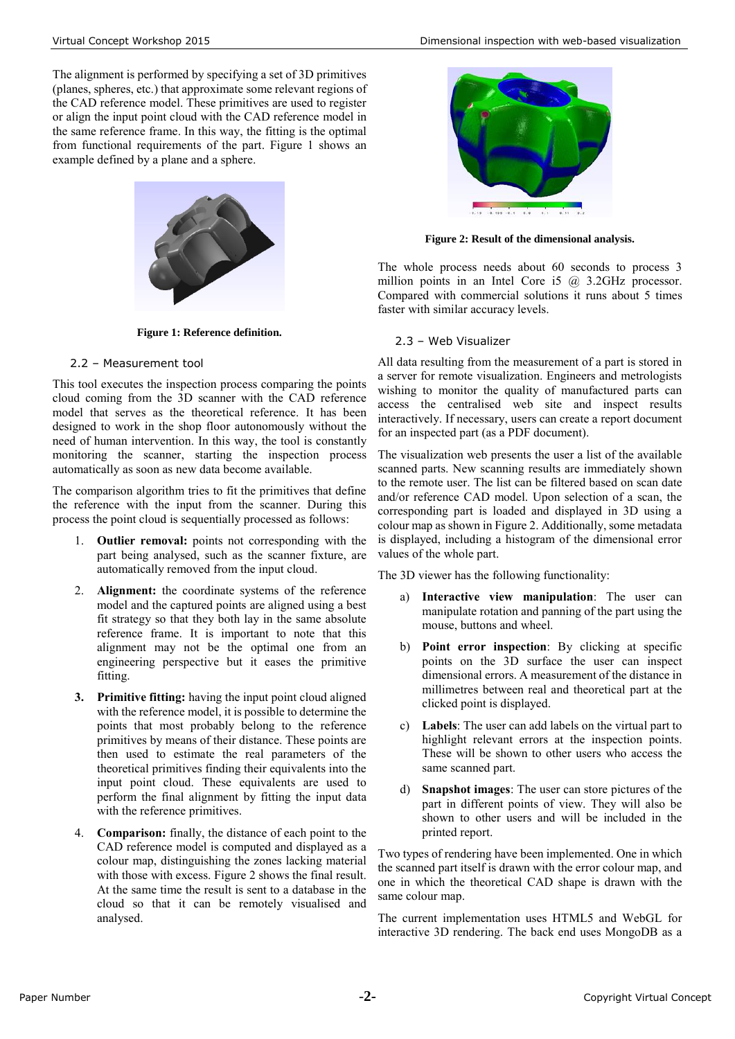The alignment is performed by specifying a set of 3D primitives (planes, spheres, etc.) that approximate some relevant regions of the CAD reference model. These primitives are used to register or align the input point cloud with the CAD reference model in the same reference frame. In this way, the fitting is the optimal from functional requirements of the part. Figure 1 shows an example defined by a plane and a sphere.

**Figure 1: Reference definition.**

## 2.2 – Measurement tool

This tool executes the inspection process comparing the points cloud coming from the 3D scanner with the CAD reference model that serves as the theoretical reference. It has been designed to work in the shop floor autonomously without the need of human intervention. In this way, the tool is constantly monitoring the scanner, starting the inspection process automatically as soon as new data become available.

The comparison algorithm tries to fit the primitives that define the reference with the input from the scanner. During this process the point cloud is sequentially processed as follows:

1. **Outlier removal:** points not corresponding with the part being analysed, such as the scanner fixture, are automatically removed from the input cloud.
2. **Alignment:** the coordinate systems of the reference model and the captured points are aligned using a best fit strategy so that they both lay in the same absolute reference frame. It is important to note that this alignment may not be the optimal one from an engineering perspective but it eases the primitive fitting.
3. **Primitive fitting:** having the input point cloud aligned with the reference model, it is possible to determine the points that most probably belong to the reference primitives by means of their distance. These points are then used to estimate the real parameters of the theoretical primitives finding their equivalents into the input point cloud. These equivalents are used to perform the final alignment by fitting the input data with the reference primitives.
4. **Comparison:** finally, the distance of each point to the CAD reference model is computed and displayed as a colour map, distinguishing the zones lacking material with those with excess. Figure 2 shows the final result. At the same time the result is sent to a database in the cloud so that it can be remotely visualised and analysed.

**Figure 2: Result of the dimensional analysis.**

The whole process needs about 60 seconds to process 3 million points in an Intel Core i5 @ 3.2GHz processor. Compared with commercial solutions it runs about 5 times faster with similar accuracy levels.

## 2.3 – Web Visualizer

All data resulting from the measurement of a part is stored in a server for remote visualization. Engineers and metrologists wishing to monitor the quality of manufactured parts can access the centralised web site and inspect results interactively. If necessary, users can create a report document for an inspected part (as a PDF document).

The visualization web presents the user a list of the available scanned parts. New scanning results are immediately shown to the remote user. The list can be filtered based on scan date and/or reference CAD model. Upon selection of a scan, the corresponding part is loaded and displayed in 3D using a colour map as shown in Figure 2. Additionally, some metadata is displayed, including a histogram of the dimensional error values of the whole part.

The 3D viewer has the following functionality:

a) **Interactive view manipulation**: The user can manipulate rotation and panning of the part using the mouse, buttons and wheel.

b) **Point error inspection**: By clicking at specific points on the 3D surface the user can inspect dimensional errors. A measurement of the distance in millimetres between real and theoretical part at the clicked point is displayed.

c) **Labels**: The user can add labels on the virtual part to highlight relevant errors at the inspection points. These will be shown to other users who access the same scanned part.

d) **Snapshot images**: The user can store pictures of the part in different points of view. They will also be shown to other users and will be included in the printed report.

Two types of rendering have been implemented. One in which the scanned part itself is drawn with the error colour map, and one in which the theoretical CAD shape is drawn with the same colour map.

The current implementation uses HTML5 and WebGL for interactive 3D rendering. The back end uses MongoDB as a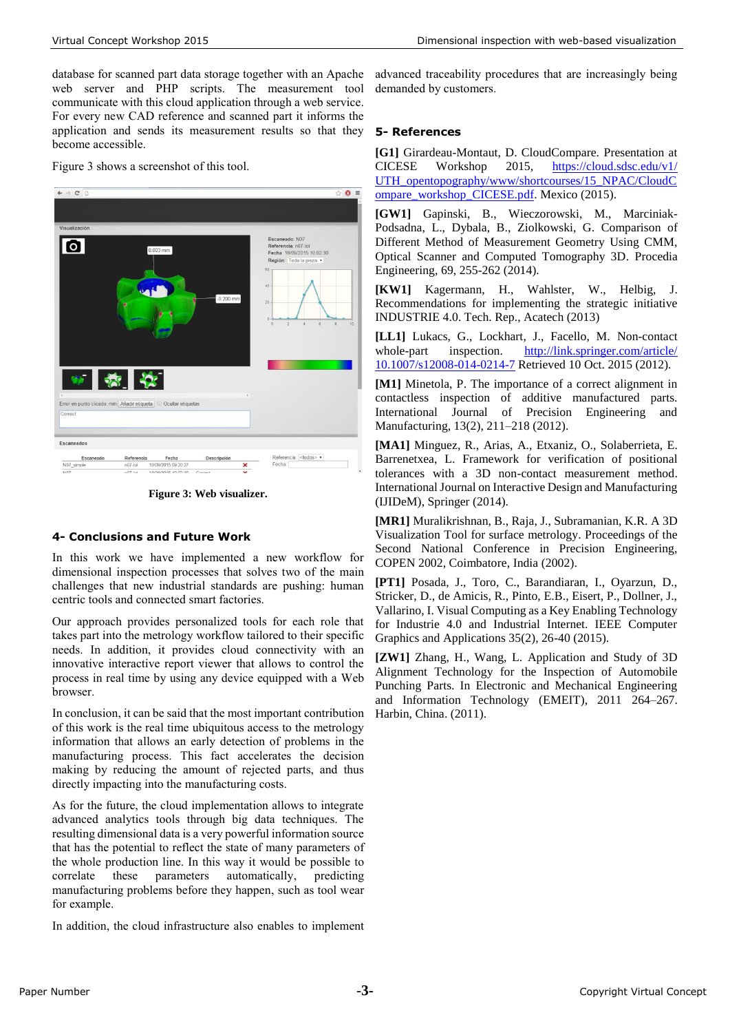database for scanned part data storage together with an Apache web server and PHP scripts. The measurement tool communicate with this cloud application through a web service. For every new CAD reference and scanned part it informs the application and sends its measurement results so that they become accessible.

Figure 3 shows a screenshot of this tool.

Figure 3: Web visualizer.

## 4- Conclusions and Future Work

In this work we have implemented a new workflow for dimensional inspection processes that solves two of the main challenges that new industrial standards are pushing: human centric tools and connected smart factories.

Our approach provides personalized tools for each role that takes part into the metrology workflow tailored to their specific needs. In addition, it provides cloud connectivity with an innovative interactive report viewer that allows to control the process in real time by using any device equipped with a Web browser.

In conclusion, it can be said that the most important contribution of this work is the real time ubiquitous access to the metrology information that allows an early detection of problems in the manufacturing process. This fact accelerates the decision making by reducing the amount of rejected parts, and thus directly impacting into the manufacturing costs.

As for the future, the cloud implementation allows to integrate advanced analytics tools through big data techniques. The resulting dimensional data is a very powerful information source that has the potential to reflect the state of many parameters of the whole production line. In this way it would be possible to correlate these parameters automatically, predicting manufacturing problems before they happen, such as tool wear for example.

In addition, the cloud infrastructure also enables to implement advanced traceability procedures that are increasingly being demanded by customers.

## 5- References

**[G1]** Girardeau-Montaut, D. CloudCompare. Presentation at CICESE Workshop 2015, https://cloud.sdsc.edu/v1/UTH_opentopography/www/shortcourses/15_NPAC/CloudCompare_workshop_CICESE.pdf. Mexico (2015).

**[GW1]** Gapinski, B., Wieczorowski, M., Marciniak-Podsadna, L., Dybala, B., Ziolkowski, G. Comparison of Different Method of Measurement Geometry Using CMM, Optical Scanner and Computed Tomography 3D. Procedia Engineering, 69, 255-262 (2014).

**[KW1]** Kagermann, H., Wahlster, W., Helbig, J. Recommendations for implementing the strategic initiative INDUSTRIE 4.0. Tech. Rep., Acatech (2013)

**[LL1]** Lukacs, G., Lockhart, J., Facello, M. Non-contact whole-part inspection. http://link.springer.com/article/10.1007/s12008-014-0214-7 Retrieved 10 Oct. 2015 (2012).

**[M1]** Minetola, P. The importance of a correct alignment in contactless inspection of additive manufactured parts. International Journal of Precision Engineering and Manufacturing, 13(2), 211–218 (2012).

**[MA1]** Minguez, R., Arias, A., Etxaniz, O., Solaberrieta, E. Barrenetxea, L. Framework for verification of positional tolerances with a 3D non-contact measurement method. International Journal on Interactive Design and Manufacturing (IJIDeM), Springer (2014).

**[MR1]** Muralikrishnan, B., Raja, J., Subramanian, K.R. A 3D Visualization Tool for surface metrology. Proceedings of the Second National Conference in Precision Engineering, COPEN 2002, Coimbatore, India (2002).

**[PT1]** Posada, J., Toro, C., Barandiaran, I., Oyarzun, D., Stricker, D., de Amicis, R., Pinto, E.B., Eisert, P., Dollner, J., Vallarino, I. Visual Computing as a Key Enabling Technology for Industrie 4.0 and Industrial Internet. IEEE Computer Graphics and Applications 35(2), 26-40 (2015).

**[ZW1]** Zhang, H., Wang, L. Application and Study of 3D Alignment Technology for the Inspection of Automobile Punching Parts. In Electronic and Mechanical Engineering and Information Technology (EMEIT), 2011 264–267. Harbin, China. (2011).